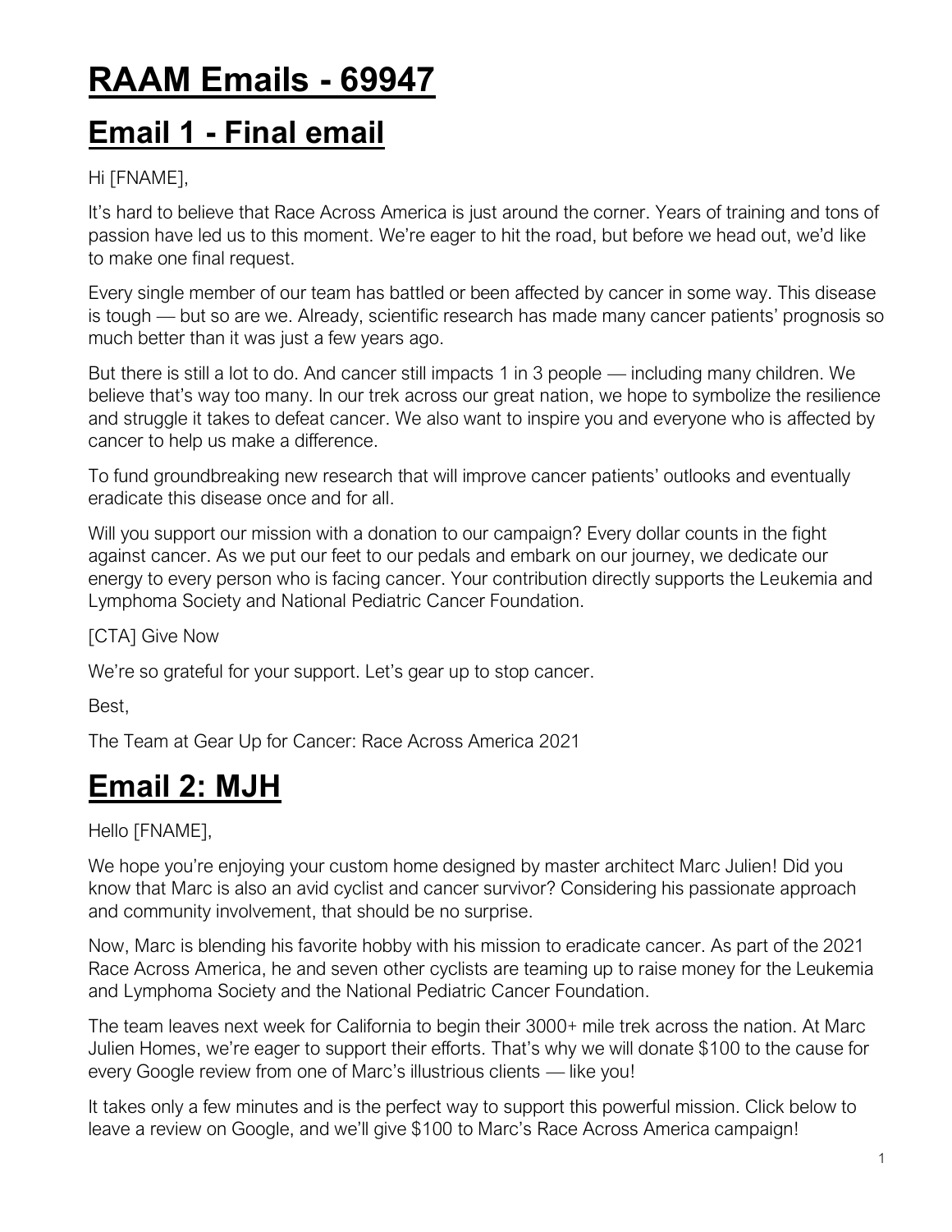# RAAM Emails - 69947

## Email 1 - Final email

Hi [FNAME],

It's hard to believe that Race Across America is just around the corner. Years of training and tons of passion have led us to this moment. We're eager to hit the road, but before we head out, we'd like to make one final request.

Every single member of our team has battled or been affected by cancer in some way. This disease is tough — but so are we. Already, scientific research has made many cancer patients' prognosis so much better than it was just a few years ago.

But there is still a lot to do. And cancer still impacts 1 in 3 people — including many children. We believe that's way too many. In our trek across our great nation, we hope to symbolize the resilience and struggle it takes to defeat cancer. We also want to inspire you and everyone who is affected by cancer to help us make a difference.

To fund groundbreaking new research that will improve cancer patients' outlooks and eventually eradicate this disease once and for all.

Will you support our mission with a donation to our campaign? Every dollar counts in the fight against cancer. As we put our feet to our pedals and embark on our journey, we dedicate our energy to every person who is facing cancer. Your contribution directly supports the Leukemia and Lymphoma Society and National Pediatric Cancer Foundation.

[CTA] Give Now

We're so grateful for your support. Let's gear up to stop cancer.

Best,

The Team at Gear Up for Cancer: Race Across America 2021

## Email 2: MJH

Hello [FNAME],

We hope you're enjoying your custom home designed by master architect Marc Julien! Did you know that Marc is also an avid cyclist and cancer survivor? Considering his passionate approach and community involvement, that should be no surprise.

Now, Marc is blending his favorite hobby with his mission to eradicate cancer. As part of the 2021 Race Across America, he and seven other cyclists are teaming up to raise money for the Leukemia and Lymphoma Society and the National Pediatric Cancer Foundation.

The team leaves next week for California to begin their 3000+ mile trek across the nation. At Marc Julien Homes, we're eager to support their efforts. That's why we will donate $100 to the cause for every Google review from one of Marc's illustrious clients — like you!

It takes only a few minutes and is the perfect way to support this powerful mission. Click below to leave a review on Google, and we'll give $100 to Marc's Race Across America campaign!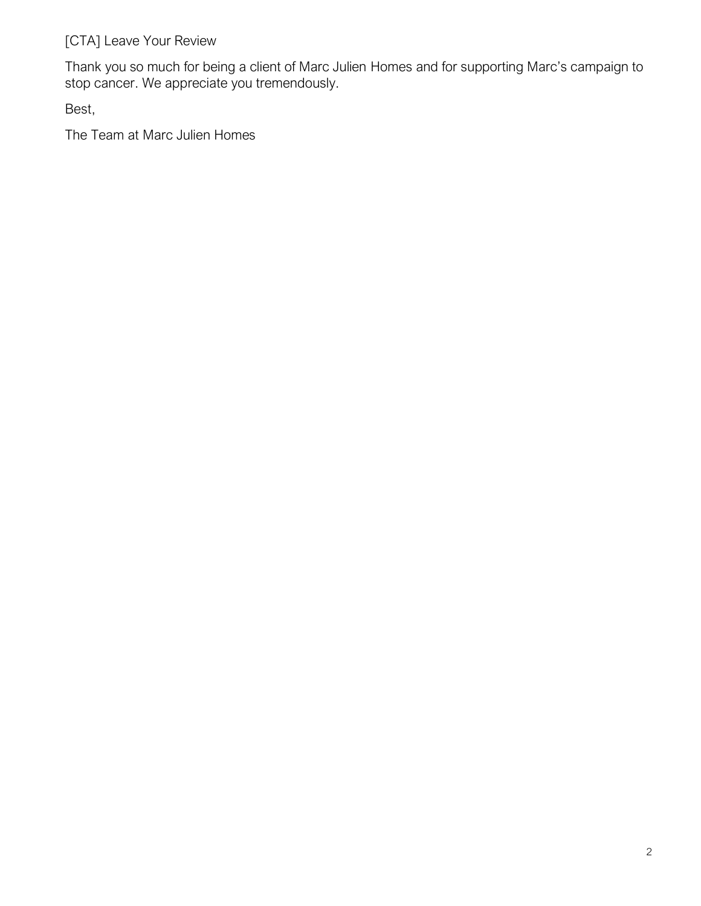[CTA] Leave Your Review

Thank you so much for being a client of Marc Julien Homes and for supporting Marc's campaign to stop cancer. We appreciate you tremendously.

Best,

The Team at Marc Julien Homes